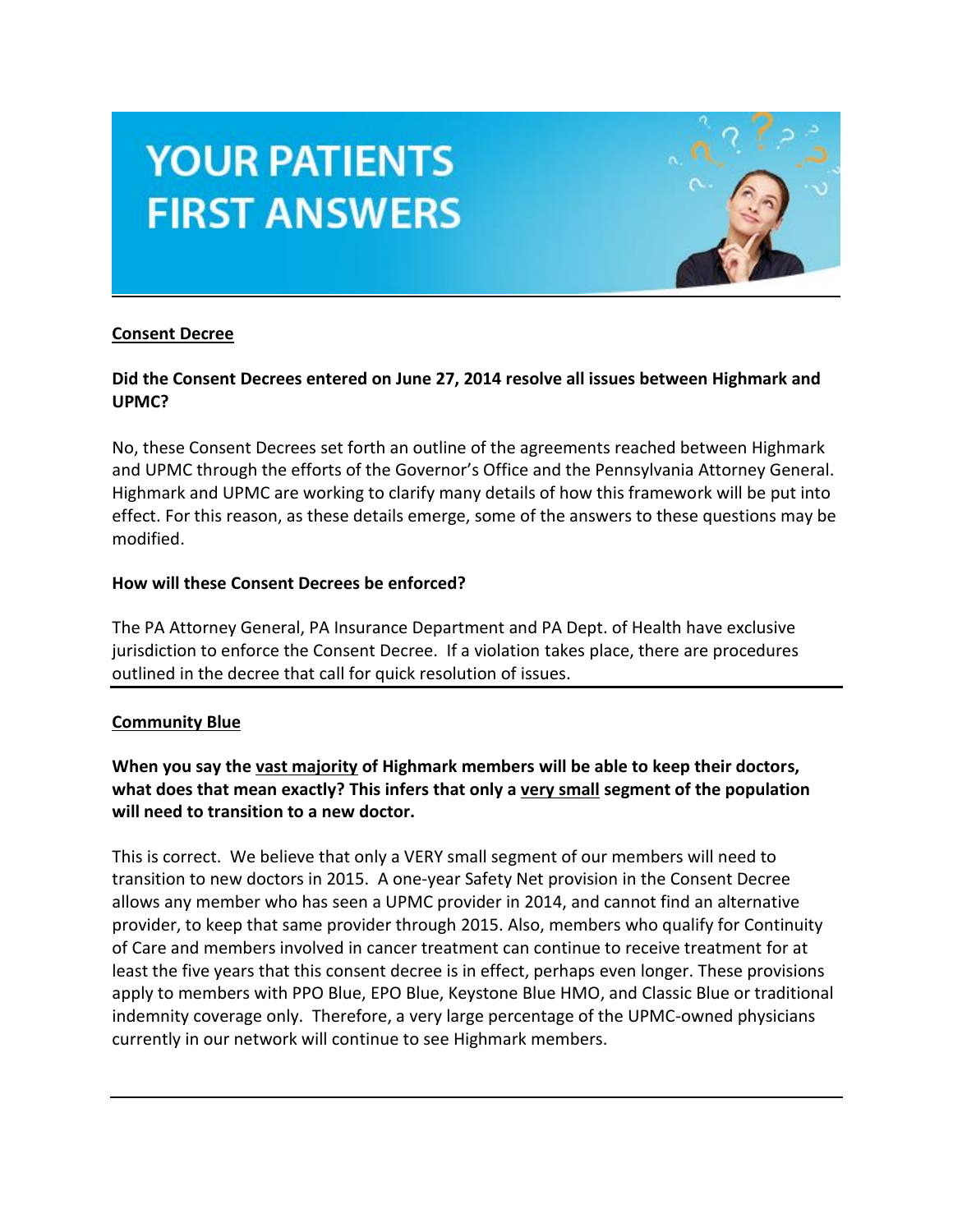# YOUR PATIENTS FIRST ANSWERS

## Consent Decree

**Did the Consent Decrees entered on June 27, 2014 resolve all issues between Highmark and UPMC?**

No, these Consent Decrees set forth an outline of the agreements reached between Highmark and UPMC through the efforts of the Governor's Office and the Pennsylvania Attorney General. Highmark and UPMC are working to clarify many details of how this framework will be put into effect. For this reason, as these details emerge, some of the answers to these questions may be modified.

**How will these Consent Decrees be enforced?**

The PA Attorney General, PA Insurance Department and PA Dept. of Health have exclusive jurisdiction to enforce the Consent Decree. If a violation takes place, there are procedures outlined in the decree that call for quick resolution of issues.

## Community Blue

**When you say the vast majority of Highmark members will be able to keep their doctors, what does that mean exactly? This infers that only a very small segment of the population will need to transition to a new doctor.**

This is correct. We believe that only a VERY small segment of our members will need to transition to new doctors in 2015. A one-year Safety Net provision in the Consent Decree allows any member who has seen a UPMC provider in 2014, and cannot find an alternative provider, to keep that same provider through 2015. Also, members who qualify for Continuity of Care and members involved in cancer treatment can continue to receive treatment for at least the five years that this consent decree is in effect, perhaps even longer. These provisions apply to members with PPO Blue, EPO Blue, Keystone Blue HMO, and Classic Blue or traditional indemnity coverage only. Therefore, a very large percentage of the UPMC-owned physicians currently in our network will continue to see Highmark members.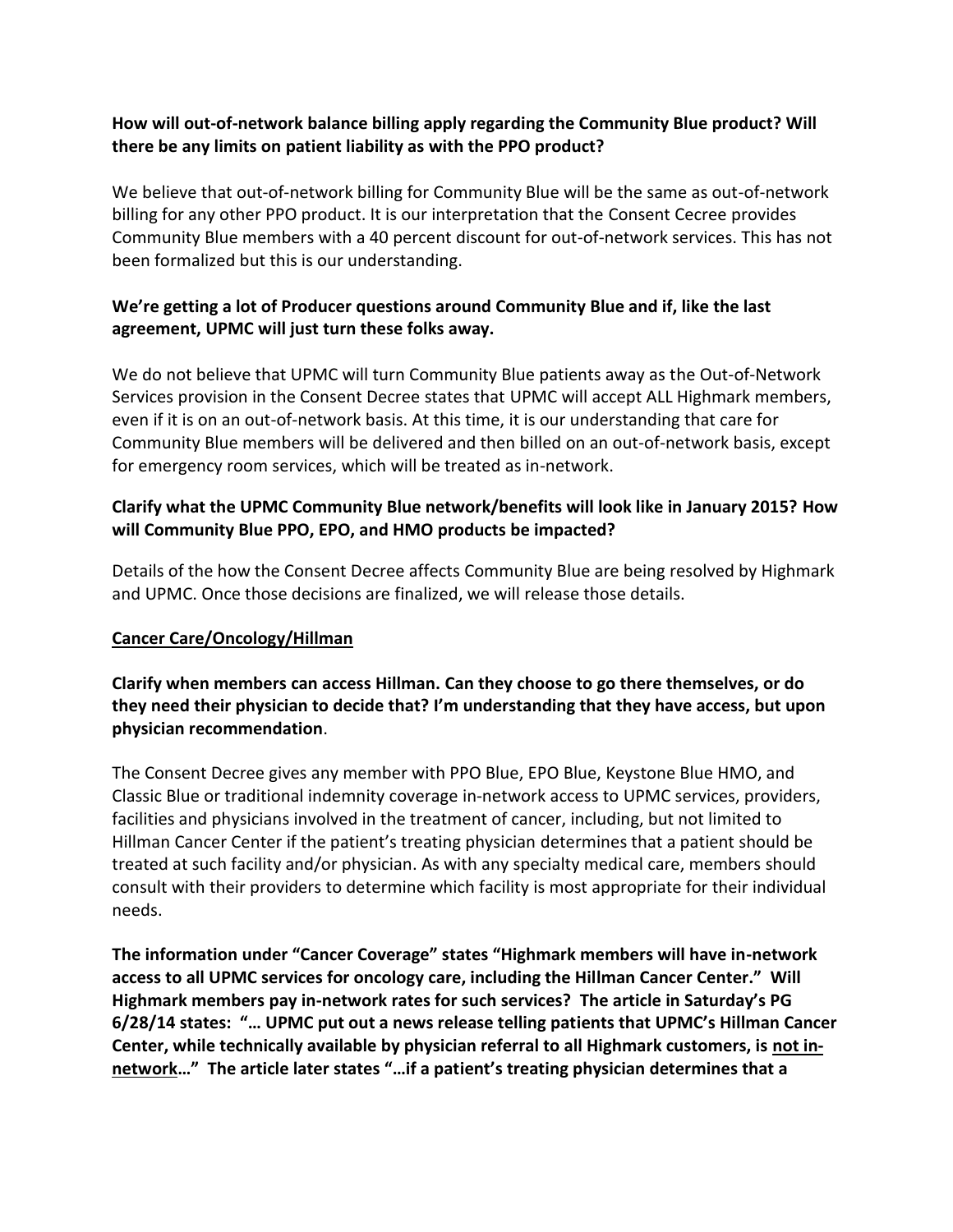**How will out-of-network balance billing apply regarding the Community Blue product? Will there be any limits on patient liability as with the PPO product?**

We believe that out-of-network billing for Community Blue will be the same as out-of-network billing for any other PPO product. It is our interpretation that the Consent Cecree provides Community Blue members with a 40 percent discount for out-of-network services. This has not been formalized but this is our understanding.

**We're getting a lot of Producer questions around Community Blue and if, like the last agreement, UPMC will just turn these folks away.**

We do not believe that UPMC will turn Community Blue patients away as the Out-of-Network Services provision in the Consent Decree states that UPMC will accept ALL Highmark members, even if it is on an out-of-network basis. At this time, it is our understanding that care for Community Blue members will be delivered and then billed on an out-of-network basis, except for emergency room services, which will be treated as in-network.

**Clarify what the UPMC Community Blue network/benefits will look like in January 2015? How will Community Blue PPO, EPO, and HMO products be impacted?**

Details of the how the Consent Decree affects Community Blue are being resolved by Highmark and UPMC. Once those decisions are finalized, we will release those details.

**<u>Cancer Care/Oncology/Hillman</u>**

**Clarify when members can access Hillman. Can they choose to go there themselves, or do they need their physician to decide that? I'm understanding that they have access, but upon physician recommendation**.

The Consent Decree gives any member with PPO Blue, EPO Blue, Keystone Blue HMO, and Classic Blue or traditional indemnity coverage in-network access to UPMC services, providers, facilities and physicians involved in the treatment of cancer, including, but not limited to Hillman Cancer Center if the patient's treating physician determines that a patient should be treated at such facility and/or physician. As with any specialty medical care, members should consult with their providers to determine which facility is most appropriate for their individual needs.

**The information under "Cancer Coverage" states "Highmark members will have in-network access to all UPMC services for oncology care, including the Hillman Cancer Center." Will Highmark members pay in-network rates for such services? The article in Saturday's PG 6/28/14 states: "… UPMC put out a news release telling patients that UPMC's Hillman Cancer Center, while technically available by physician referral to all Highmark customers, is <u>not in-network</u>…" The article later states "…if a patient's treating physician determines that a**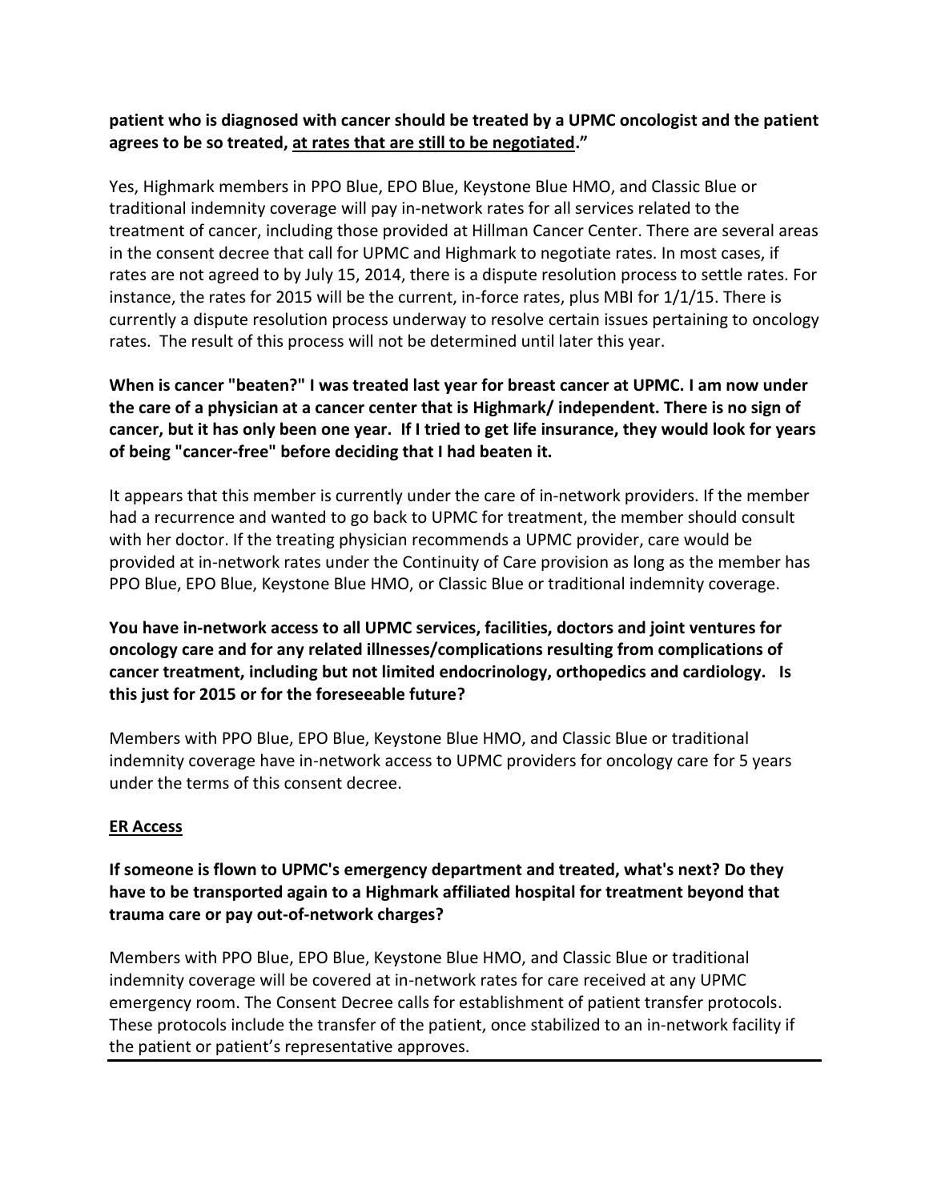**patient who is diagnosed with cancer should be treated by a UPMC oncologist and the patient agrees to be so treated, <u>at rates that are still to be negotiated</u>."**

Yes, Highmark members in PPO Blue, EPO Blue, Keystone Blue HMO, and Classic Blue or traditional indemnity coverage will pay in-network rates for all services related to the treatment of cancer, including those provided at Hillman Cancer Center. There are several areas in the consent decree that call for UPMC and Highmark to negotiate rates. In most cases, if rates are not agreed to by July 15, 2014, there is a dispute resolution process to settle rates. For instance, the rates for 2015 will be the current, in-force rates, plus MBI for 1/1/15. There is currently a dispute resolution process underway to resolve certain issues pertaining to oncology rates. The result of this process will not be determined until later this year.

**When is cancer "beaten?" I was treated last year for breast cancer at UPMC. I am now under the care of a physician at a cancer center that is Highmark/ independent. There is no sign of cancer, but it has only been one year. If I tried to get life insurance, they would look for years of being "cancer-free" before deciding that I had beaten it.**

It appears that this member is currently under the care of in-network providers. If the member had a recurrence and wanted to go back to UPMC for treatment, the member should consult with her doctor. If the treating physician recommends a UPMC provider, care would be provided at in-network rates under the Continuity of Care provision as long as the member has PPO Blue, EPO Blue, Keystone Blue HMO, or Classic Blue or traditional indemnity coverage.

**You have in-network access to all UPMC services, facilities, doctors and joint ventures for oncology care and for any related illnesses/complications resulting from complications of cancer treatment, including but not limited endocrinology, orthopedics and cardiology. Is this just for 2015 or for the foreseeable future?**

Members with PPO Blue, EPO Blue, Keystone Blue HMO, and Classic Blue or traditional indemnity coverage have in-network access to UPMC providers for oncology care for 5 years under the terms of this consent decree.

## <u>ER Access</u>

**If someone is flown to UPMC's emergency department and treated, what's next? Do they have to be transported again to a Highmark affiliated hospital for treatment beyond that trauma care or pay out-of-network charges?**

Members with PPO Blue, EPO Blue, Keystone Blue HMO, and Classic Blue or traditional indemnity coverage will be covered at in-network rates for care received at any UPMC emergency room. The Consent Decree calls for establishment of patient transfer protocols. These protocols include the transfer of the patient, once stabilized to an in-network facility if the patient or patient's representative approves.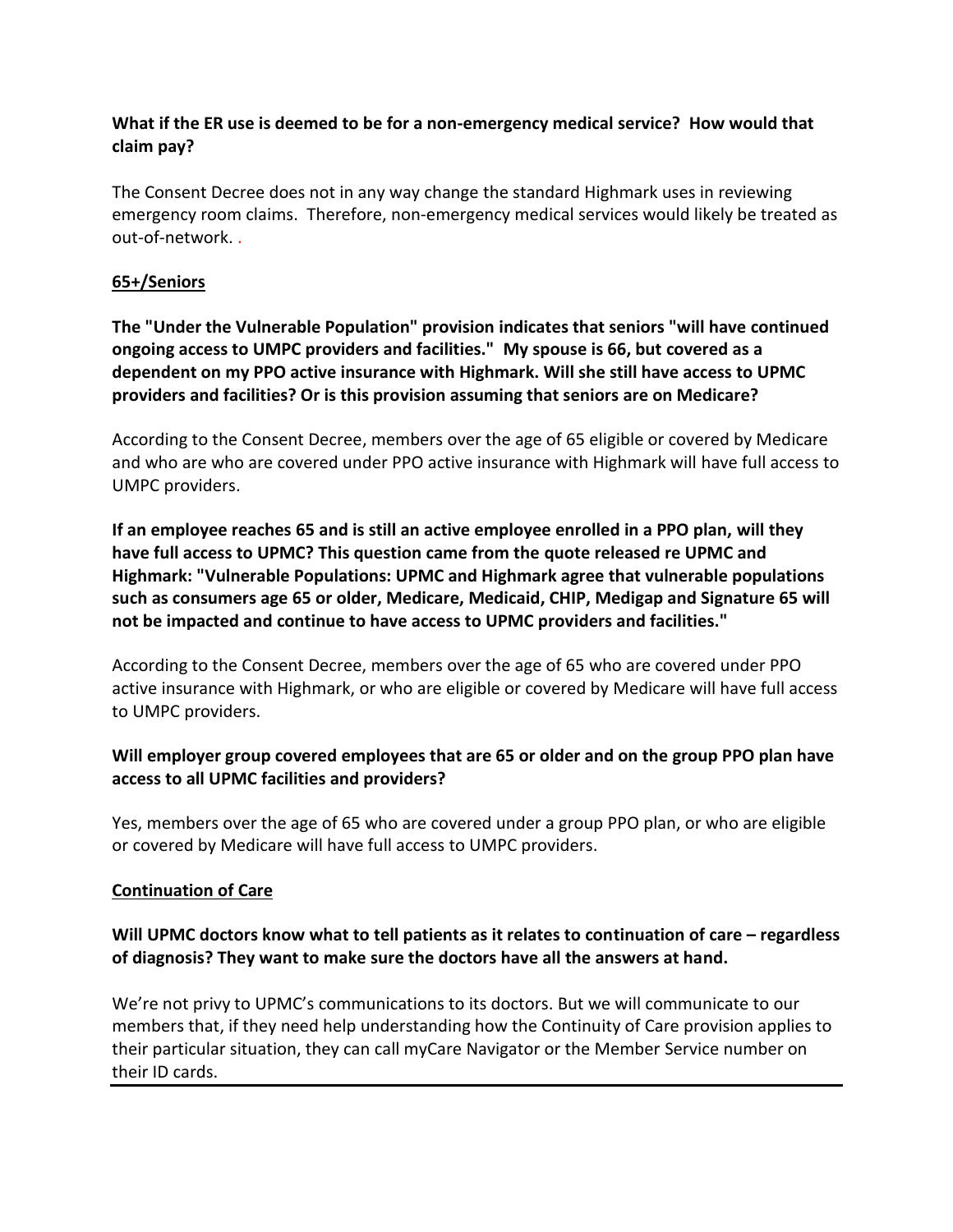**What if the ER use is deemed to be for a non-emergency medical service? How would that claim pay?**

The Consent Decree does not in any way change the standard Highmark uses in reviewing emergency room claims. Therefore, non-emergency medical services would likely be treated as out-of-network. .

**65+/Seniors**

**The "Under the Vulnerable Population" provision indicates that seniors "will have continued ongoing access to UMPC providers and facilities." My spouse is 66, but covered as a dependent on my PPO active insurance with Highmark. Will she still have access to UPMC providers and facilities? Or is this provision assuming that seniors are on Medicare?**

According to the Consent Decree, members over the age of 65 eligible or covered by Medicare and who are who are covered under PPO active insurance with Highmark will have full access to UMPC providers.

**If an employee reaches 65 and is still an active employee enrolled in a PPO plan, will they have full access to UPMC? This question came from the quote released re UPMC and Highmark: "Vulnerable Populations: UPMC and Highmark agree that vulnerable populations such as consumers age 65 or older, Medicare, Medicaid, CHIP, Medigap and Signature 65 will not be impacted and continue to have access to UPMC providers and facilities."**

According to the Consent Decree, members over the age of 65 who are covered under PPO active insurance with Highmark, or who are eligible or covered by Medicare will have full access to UMPC providers.

**Will employer group covered employees that are 65 or older and on the group PPO plan have access to all UPMC facilities and providers?**

Yes, members over the age of 65 who are covered under a group PPO plan, or who are eligible or covered by Medicare will have full access to UMPC providers.

**Continuation of Care**

**Will UPMC doctors know what to tell patients as it relates to continuation of care – regardless of diagnosis? They want to make sure the doctors have all the answers at hand.**

We're not privy to UPMC's communications to its doctors. But we will communicate to our members that, if they need help understanding how the Continuity of Care provision applies to their particular situation, they can call myCare Navigator or the Member Service number on their ID cards.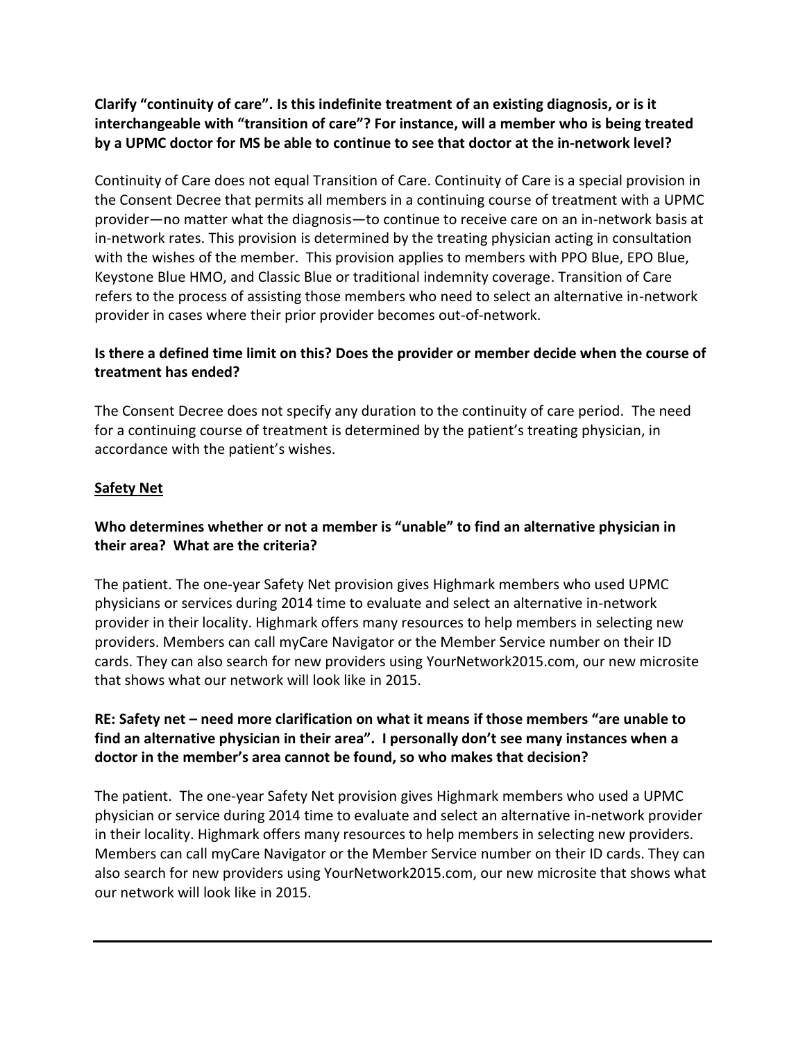**Clarify "continuity of care". Is this indefinite treatment of an existing diagnosis, or is it interchangeable with "transition of care"? For instance, will a member who is being treated by a UPMC doctor for MS be able to continue to see that doctor at the in-network level?**

Continuity of Care does not equal Transition of Care. Continuity of Care is a special provision in the Consent Decree that permits all members in a continuing course of treatment with a UPMC provider—no matter what the diagnosis—to continue to receive care on an in-network basis at in-network rates. This provision is determined by the treating physician acting in consultation with the wishes of the member. This provision applies to members with PPO Blue, EPO Blue, Keystone Blue HMO, and Classic Blue or traditional indemnity coverage. Transition of Care refers to the process of assisting those members who need to select an alternative in-network provider in cases where their prior provider becomes out-of-network.

**Is there a defined time limit on this? Does the provider or member decide when the course of treatment has ended?**

The Consent Decree does not specify any duration to the continuity of care period. The need for a continuing course of treatment is determined by the patient's treating physician, in accordance with the patient's wishes.

**<u>Safety Net</u>**

**Who determines whether or not a member is "unable" to find an alternative physician in their area? What are the criteria?**

The patient. The one-year Safety Net provision gives Highmark members who used UPMC physicians or services during 2014 time to evaluate and select an alternative in-network provider in their locality. Highmark offers many resources to help members in selecting new providers. Members can call myCare Navigator or the Member Service number on their ID cards. They can also search for new providers using YourNetwork2015.com, our new microsite that shows what our network will look like in 2015.

**RE: Safety net – need more clarification on what it means if those members "are unable to find an alternative physician in their area". I personally don't see many instances when a doctor in the member's area cannot be found, so who makes that decision?**

The patient. The one-year Safety Net provision gives Highmark members who used a UPMC physician or service during 2014 time to evaluate and select an alternative in-network provider in their locality. Highmark offers many resources to help members in selecting new providers. Members can call myCare Navigator or the Member Service number on their ID cards. They can also search for new providers using YourNetwork2015.com, our new microsite that shows what our network will look like in 2015.

---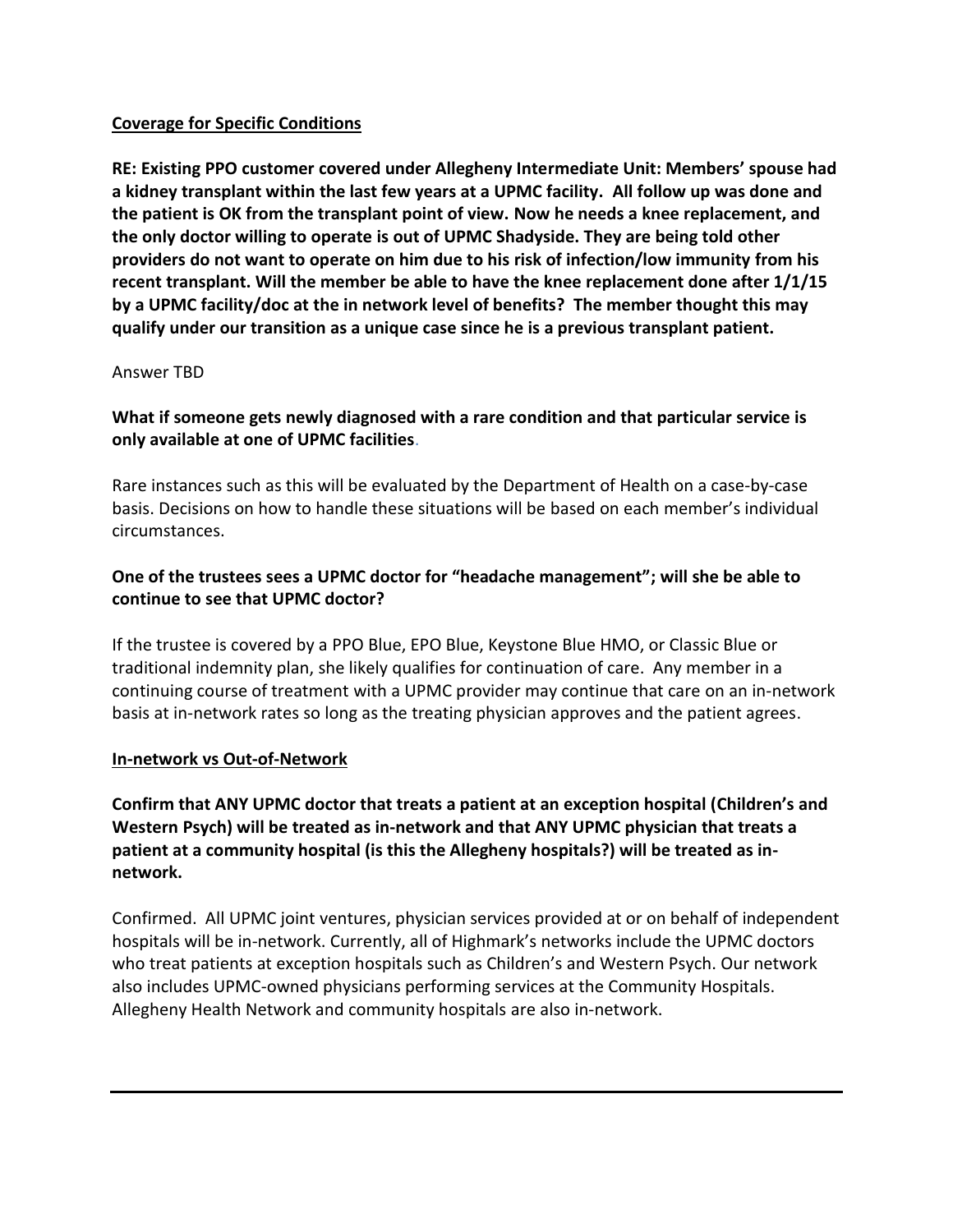**<u>Coverage for Specific Conditions</u>**

**RE: Existing PPO customer covered under Allegheny Intermediate Unit: Members' spouse had a kidney transplant within the last few years at a UPMC facility. All follow up was done and the patient is OK from the transplant point of view. Now he needs a knee replacement, and the only doctor willing to operate is out of UPMC Shadyside. They are being told other providers do not want to operate on him due to his risk of infection/low immunity from his recent transplant. Will the member be able to have the knee replacement done after 1/1/15 by a UPMC facility/doc at the in network level of benefits? The member thought this may qualify under our transition as a unique case since he is a previous transplant patient.**

Answer TBD

**What if someone gets newly diagnosed with a rare condition and that particular service is only available at one of UPMC facilities.**

Rare instances such as this will be evaluated by the Department of Health on a case-by-case basis. Decisions on how to handle these situations will be based on each member's individual circumstances.

**One of the trustees sees a UPMC doctor for "headache management"; will she be able to continue to see that UPMC doctor?**

If the trustee is covered by a PPO Blue, EPO Blue, Keystone Blue HMO, or Classic Blue or traditional indemnity plan, she likely qualifies for continuation of care. Any member in a continuing course of treatment with a UPMC provider may continue that care on an in-network basis at in-network rates so long as the treating physician approves and the patient agrees.

**<u>In-network vs Out-of-Network</u>**

**Confirm that ANY UPMC doctor that treats a patient at an exception hospital (Children's and Western Psych) will be treated as in-network and that ANY UPMC physician that treats a patient at a community hospital (is this the Allegheny hospitals?) will be treated as in-network.**

Confirmed. All UPMC joint ventures, physician services provided at or on behalf of independent hospitals will be in-network. Currently, all of Highmark's networks include the UPMC doctors who treat patients at exception hospitals such as Children's and Western Psych. Our network also includes UPMC-owned physicians performing services at the Community Hospitals. Allegheny Health Network and community hospitals are also in-network.

---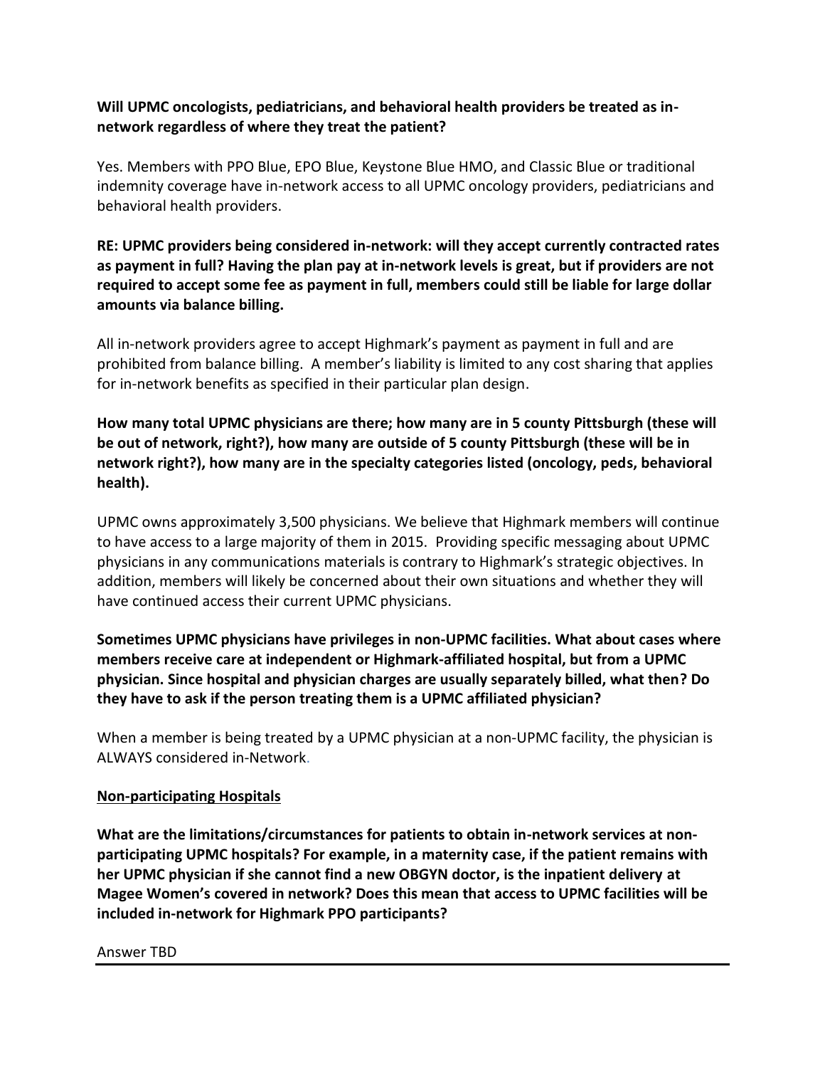**Will UPMC oncologists, pediatricians, and behavioral health providers be treated as in-network regardless of where they treat the patient?**

Yes. Members with PPO Blue, EPO Blue, Keystone Blue HMO, and Classic Blue or traditional indemnity coverage have in-network access to all UPMC oncology providers, pediatricians and behavioral health providers.

**RE: UPMC providers being considered in-network: will they accept currently contracted rates as payment in full? Having the plan pay at in-network levels is great, but if providers are not required to accept some fee as payment in full, members could still be liable for large dollar amounts via balance billing.**

All in-network providers agree to accept Highmark's payment as payment in full and are prohibited from balance billing. A member's liability is limited to any cost sharing that applies for in-network benefits as specified in their particular plan design.

**How many total UPMC physicians are there; how many are in 5 county Pittsburgh (these will be out of network, right?), how many are outside of 5 county Pittsburgh (these will be in network right?), how many are in the specialty categories listed (oncology, peds, behavioral health).**

UPMC owns approximately 3,500 physicians. We believe that Highmark members will continue to have access to a large majority of them in 2015. Providing specific messaging about UPMC physicians in any communications materials is contrary to Highmark's strategic objectives. In addition, members will likely be concerned about their own situations and whether they will have continued access their current UPMC physicians.

**Sometimes UPMC physicians have privileges in non-UPMC facilities. What about cases where members receive care at independent or Highmark-affiliated hospital, but from a UPMC physician. Since hospital and physician charges are usually separately billed, what then? Do they have to ask if the person treating them is a UPMC affiliated physician?**

When a member is being treated by a UPMC physician at a non-UPMC facility, the physician is ALWAYS considered in-Network.

## Non-participating Hospitals

**What are the limitations/circumstances for patients to obtain in-network services at non-participating UPMC hospitals? For example, in a maternity case, if the patient remains with her UPMC physician if she cannot find a new OBGYN doctor, is the inpatient delivery at Magee Women's covered in network? Does this mean that access to UPMC facilities will be included in-network for Highmark PPO participants?**

Answer TBD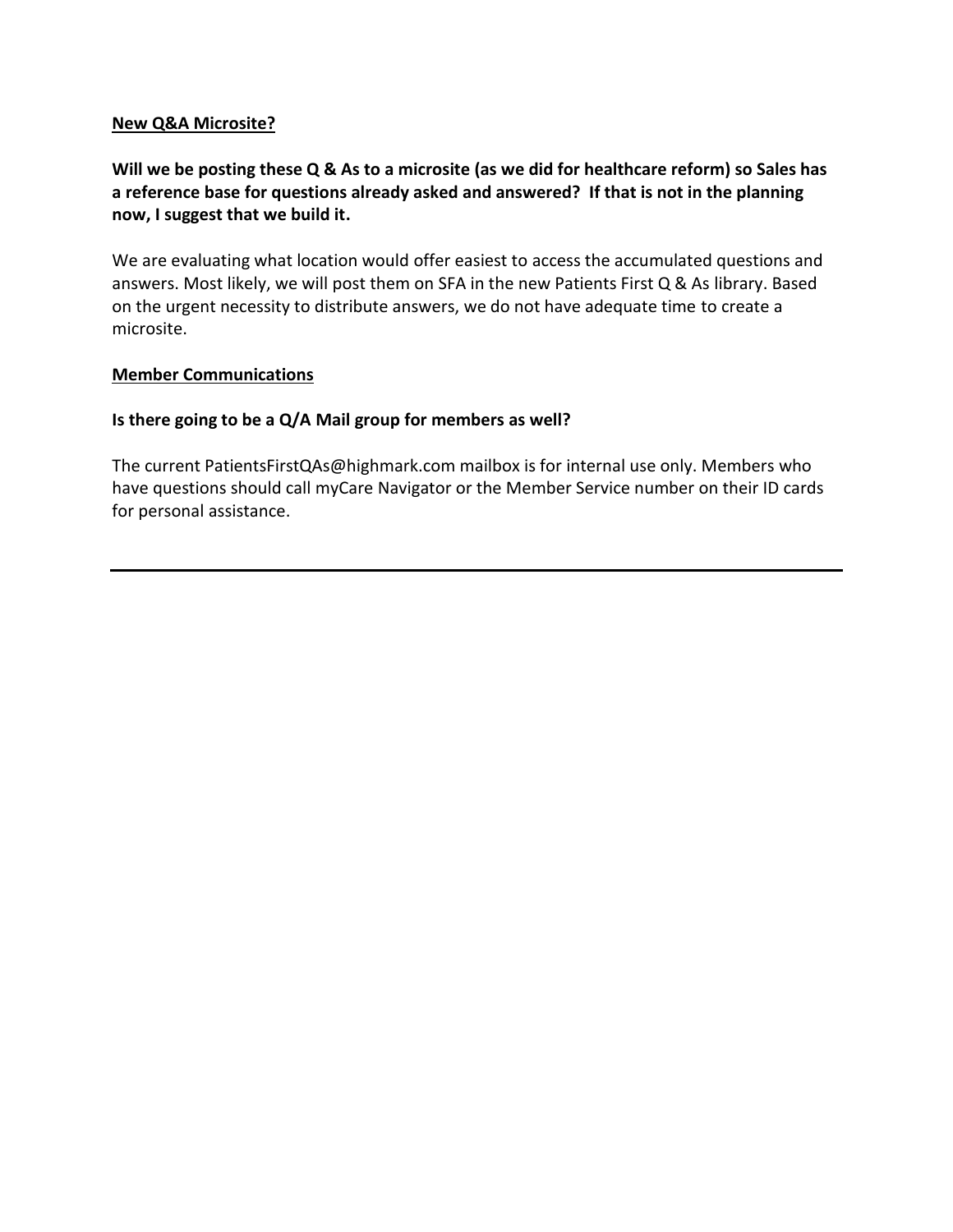**<u>New Q&A Microsite?</u>**

**Will we be posting these Q & As to a microsite (as we did for healthcare reform) so Sales has a reference base for questions already asked and answered? If that is not in the planning now, I suggest that we build it.**

We are evaluating what location would offer easiest to access the accumulated questions and answers. Most likely, we will post them on SFA in the new Patients First Q & As library. Based on the urgent necessity to distribute answers, we do not have adequate time to create a microsite.

**<u>Member Communications</u>**

**Is there going to be a Q/A Mail group for members as well?**

The current PatientsFirstQAs@highmark.com mailbox is for internal use only. Members who have questions should call myCare Navigator or the Member Service number on their ID cards for personal assistance.

---